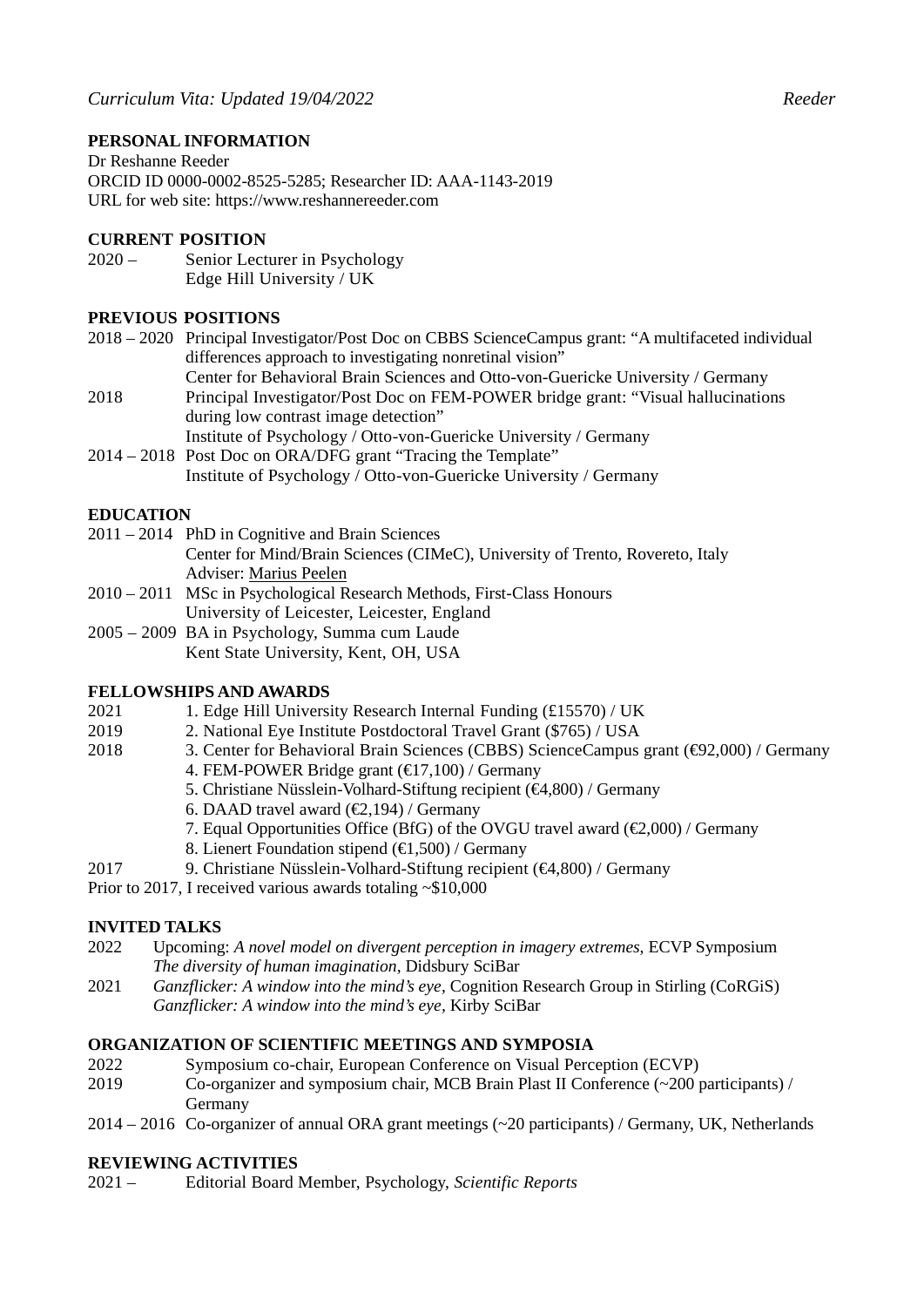*Curriculum Vita: Updated 19/04/2022*

## PERSONAL INFORMATION

Dr Reshanne Reeder
ORCID ID 0000-0002-8525-5285; Researcher ID: AAA-1143-2019
URL for web site: https://www.reshannereeder.com

## CURRENT POSITION

2020 – Senior Lecturer in Psychology
Edge Hill University / UK

## PREVIOUS POSITIONS

2018 – 2020 Principal Investigator/Post Doc on CBBS ScienceCampus grant: "A multifaceted individual differences approach to investigating nonretinal vision"
Center for Behavioral Brain Sciences and Otto-von-Guericke University / Germany

2018 Principal Investigator/Post Doc on FEM-POWER bridge grant: "Visual hallucinations during low contrast image detection"
Institute of Psychology / Otto-von-Guericke University / Germany

2014 – 2018 Post Doc on ORA/DFG grant "Tracing the Template"
Institute of Psychology / Otto-von-Guericke University / Germany

## EDUCATION

2011 – 2014 PhD in Cognitive and Brain Sciences
Center for Mind/Brain Sciences (CIMeC), University of Trento, Rovereto, Italy
Adviser: Marius Peelen

2010 – 2011 MSc in Psychological Research Methods, First-Class Honours
University of Leicester, Leicester, England

2005 – 2009 BA in Psychology, Summa cum Laude
Kent State University, Kent, OH, USA

## FELLOWSHIPS AND AWARDS

2021 1. Edge Hill University Research Internal Funding (£15570) / UK

2019 2. National Eye Institute Postdoctoral Travel Grant ($765) / USA

2018 3. Center for Behavioral Brain Sciences (CBBS) ScienceCampus grant (€92,000) / Germany
4. FEM-POWER Bridge grant (€17,100) / Germany
5. Christiane Nüsslein-Volhard-Stiftung recipient (€4,800) / Germany
6. DAAD travel award (€2,194) / Germany
7. Equal Opportunities Office (BfG) of the OVGU travel award (€2,000) / Germany
8. Lienert Foundation stipend (€1,500) / Germany

2017 9. Christiane Nüsslein-Volhard-Stiftung recipient (€4,800) / Germany

Prior to 2017, I received various awards totaling ~$10,000

## INVITED TALKS

2022 Upcoming: *A novel model on divergent perception in imagery extremes*, ECVP Symposium
*The diversity of human imagination*, Didsbury SciBar

2021 *Ganzflicker: A window into the mind's eye*, Cognition Research Group in Stirling (CoRGiS)
*Ganzflicker: A window into the mind's eye*, Kirby SciBar

## ORGANIZATION OF SCIENTIFIC MEETINGS AND SYMPOSIA

2022 Symposium co-chair, European Conference on Visual Perception (ECVP)

2019 Co-organizer and symposium chair, MCB Brain Plast II Conference (~200 participants) / Germany

2014 – 2016 Co-organizer of annual ORA grant meetings (~20 participants) / Germany, UK, Netherlands

## REVIEWING ACTIVITIES

2021 – Editorial Board Member, Psychology, *Scientific Reports*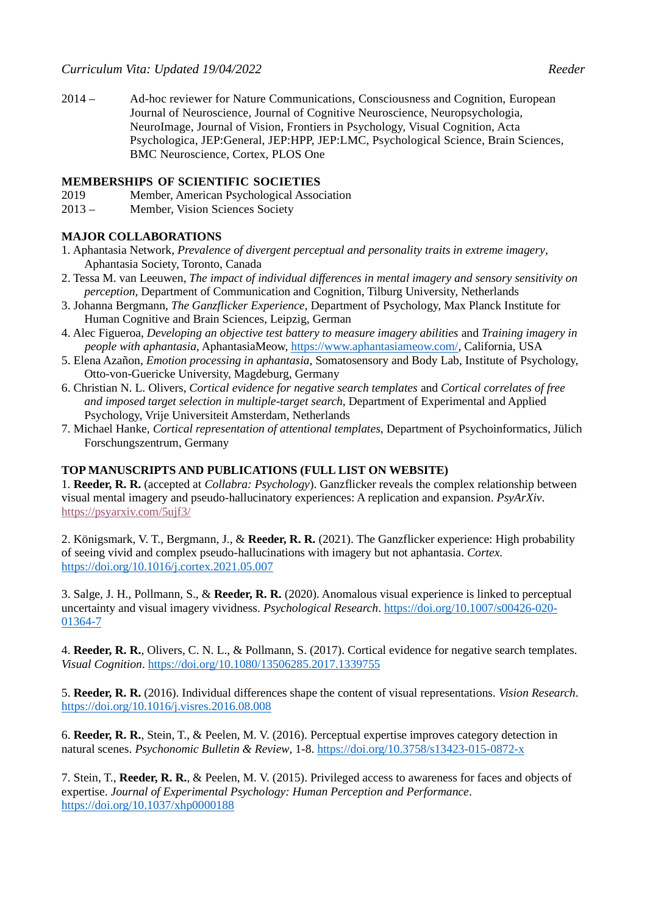2014 – Ad-hoc reviewer for Nature Communications, Consciousness and Cognition, European Journal of Neuroscience, Journal of Cognitive Neuroscience, Neuropsychologia, NeuroImage, Journal of Vision, Frontiers in Psychology, Visual Cognition, Acta Psychologica, JEP:General, JEP:HPP, JEP:LMC, Psychological Science, Brain Sciences, BMC Neuroscience, Cortex, PLOS One

## MEMBERSHIPS OF SCIENTIFIC SOCIETIES

2019 Member, American Psychological Association

2013 – Member, Vision Sciences Society

## MAJOR COLLABORATIONS

1. Aphantasia Network, *Prevalence of divergent perceptual and personality traits in extreme imagery*, Aphantasia Society, Toronto, Canada
2. Tessa M. van Leeuwen, *The impact of individual differences in mental imagery and sensory sensitivity on perception*, Department of Communication and Cognition, Tilburg University, Netherlands
3. Johanna Bergmann, *The Ganzflicker Experience*, Department of Psychology, Max Planck Institute for Human Cognitive and Brain Sciences, Leipzig, German
4. Alec Figueroa, *Developing an objective test battery to measure imagery abilities* and *Training imagery in people with aphantasia*, AphantasiaMeow, https://www.aphantasiameow.com/, California, USA
5. Elena Azañon, *Emotion processing in aphantasia*, Somatosensory and Body Lab, Institute of Psychology, Otto-von-Guericke University, Magdeburg, Germany
6. Christian N. L. Olivers, *Cortical evidence for negative search templates* and *Cortical correlates of free and imposed target selection in multiple-target search*, Department of Experimental and Applied Psychology, Vrije Universiteit Amsterdam, Netherlands
7. Michael Hanke, *Cortical representation of attentional templates*, Department of Psychoinformatics, Jülich Forschungszentrum, Germany

## TOP MANUSCRIPTS AND PUBLICATIONS (FULL LIST ON WEBSITE)

1. **Reeder, R. R.** (accepted at *Collabra: Psychology*). Ganzflicker reveals the complex relationship between visual mental imagery and pseudo-hallucinatory experiences: A replication and expansion. *PsyArXiv*. https://psyarxiv.com/5ujf3/

2. Königsmark, V. T., Bergmann, J., & **Reeder, R. R.** (2021). The Ganzflicker experience: High probability of seeing vivid and complex pseudo-hallucinations with imagery but not aphantasia. *Cortex.* https://doi.org/10.1016/j.cortex.2021.05.007

3. Salge, J. H., Pollmann, S., & **Reeder, R. R.** (2020). Anomalous visual experience is linked to perceptual uncertainty and visual imagery vividness. *Psychological Research*. https://doi.org/10.1007/s00426-020-01364-7

4. **Reeder, R. R.**, Olivers, C. N. L., & Pollmann, S. (2017). Cortical evidence for negative search templates. *Visual Cognition*. https://doi.org/10.1080/13506285.2017.1339755

5. **Reeder, R. R.** (2016). Individual differences shape the content of visual representations. *Vision Research*. https://doi.org/10.1016/j.visres.2016.08.008

6. **Reeder, R. R.**, Stein, T., & Peelen, M. V. (2016). Perceptual expertise improves category detection in natural scenes. *Psychonomic Bulletin & Review*, 1-8. https://doi.org/10.3758/s13423-015-0872-x

7. Stein, T., **Reeder, R. R.**, & Peelen, M. V. (2015). Privileged access to awareness for faces and objects of expertise. *Journal of Experimental Psychology: Human Perception and Performance*. https://doi.org/10.1037/xhp0000188